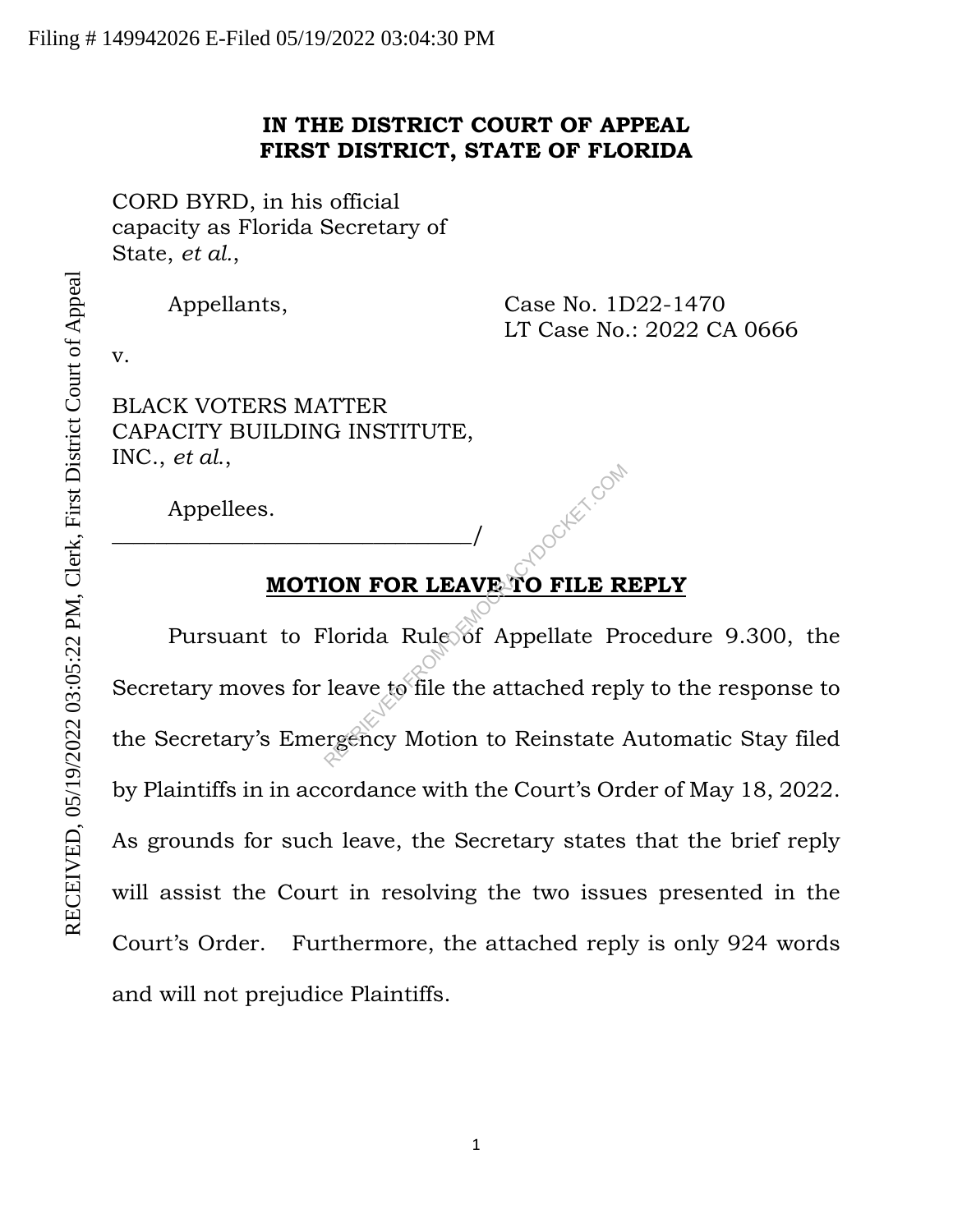Filing # 149942026 E-Filed 05/19/2022 03:04:30 PM

RECEIVED, 05/19/2022 03:05:22 PM, Clerk, First District Court of Appeal

**IN THE DISTRICT COURT OF APPEAL**
**FIRST DISTRICT, STATE OF FLORIDA**

CORD BYRD, in his official capacity as Florida Secretary of State, *et al.*,

Appellants,

Case No. 1D22-1470
LT Case No.: 2022 CA 0666

v.

BLACK VOTERS MATTER CAPACITY BUILDING INSTITUTE, INC., *et al.*,

Appellees.
_________________________________/

**MOTION FOR LEAVE TO FILE REPLY**

Pursuant to Florida Rule of Appellate Procedure 9.300, the Secretary moves for leave to file the attached reply to the response to the Secretary's Emergency Motion to Reinstate Automatic Stay filed by Plaintiffs in in accordance with the Court's Order of May 18, 2022. As grounds for such leave, the Secretary states that the brief reply will assist the Court in resolving the two issues presented in the Court's Order. Furthermore, the attached reply is only 924 words and will not prejudice Plaintiffs.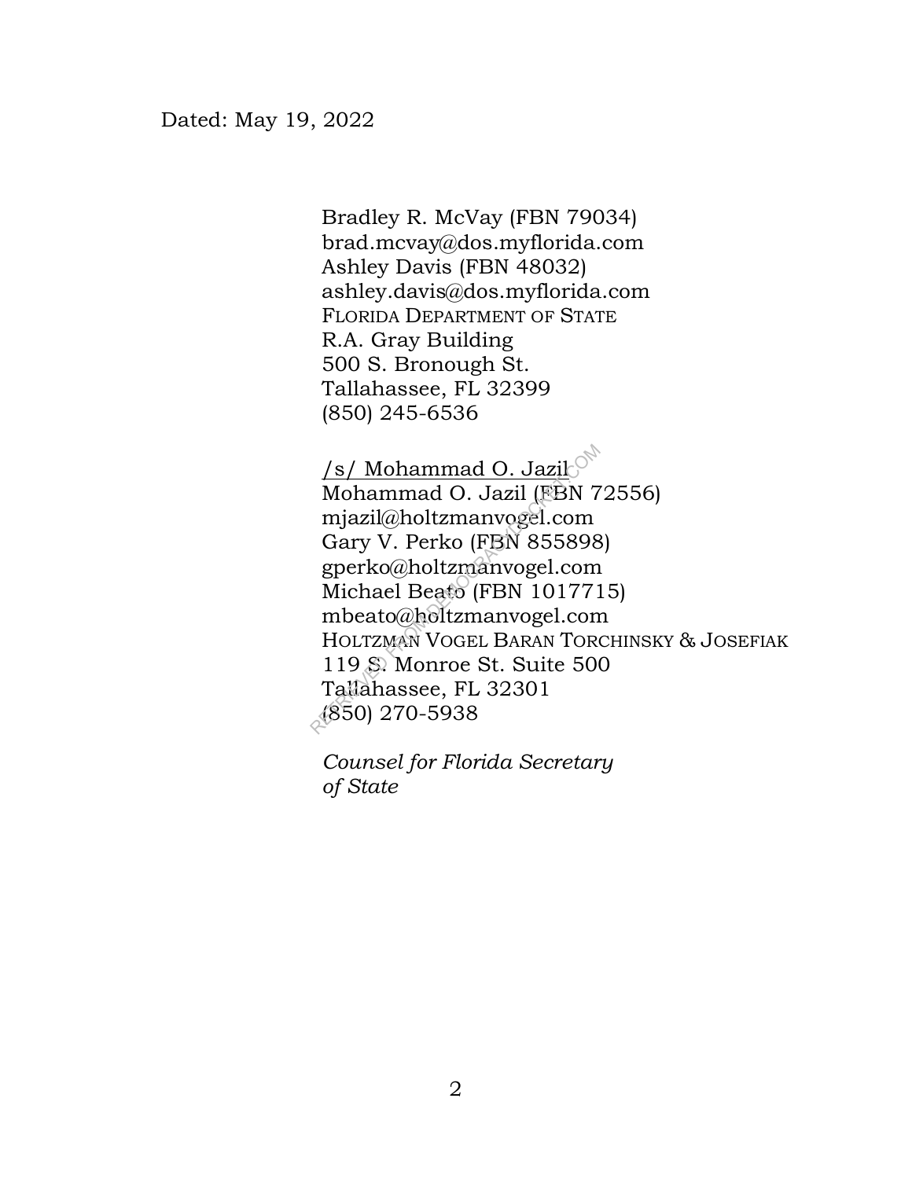Dated: May 19, 2022

Bradley R. McVay (FBN 79034)
brad.mcvay@dos.myflorida.com
Ashley Davis (FBN 48032)
ashley.davis@dos.myflorida.com
FLORIDA DEPARTMENT OF STATE
R.A. Gray Building
500 S. Bronough St.
Tallahassee, FL 32399
(850) 245-6536

/s/ Mohammad O. Jazil
Mohammad O. Jazil (FBN 72556)
mjazil@holtzmanvogel.com
Gary V. Perko (FBN 855898)
gperko@holtzmanvogel.com
Michael Beato (FBN 1017715)
mbeato@holtzmanvogel.com
HOLTZMAN VOGEL BARAN TORCHINSKY & JOSEFIAK
119 S. Monroe St. Suite 500
Tallahassee, FL 32301
(850) 270-5938

*Counsel for Florida Secretary of State*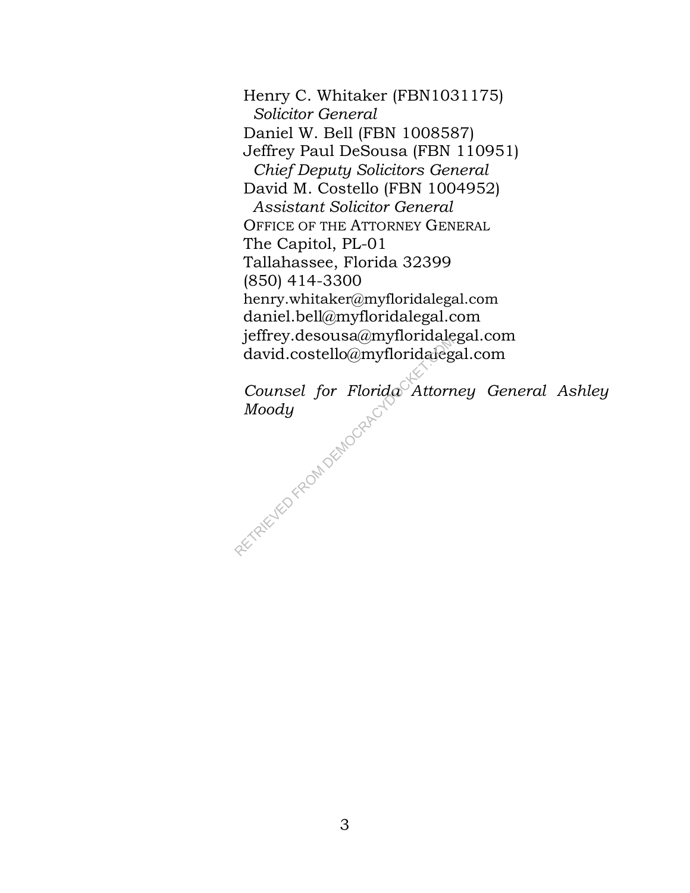Henry C. Whitaker (FBN1031175)
*Solicitor General*
Daniel W. Bell (FBN 1008587)
Jeffrey Paul DeSousa (FBN 110951)
*Chief Deputy Solicitors General*
David M. Costello (FBN 1004952)
*Assistant Solicitor General*
OFFICE OF THE ATTORNEY GENERAL
The Capitol, PL-01
Tallahassee, Florida 32399
(850) 414-3300
henry.whitaker@myfloridalegal.com
daniel.bell@myfloridalegal.com
jeffrey.desousa@myfloridalegal.com
david.costello@myfloridalegal.com

*Counsel for Florida Attorney General Ashley Moody*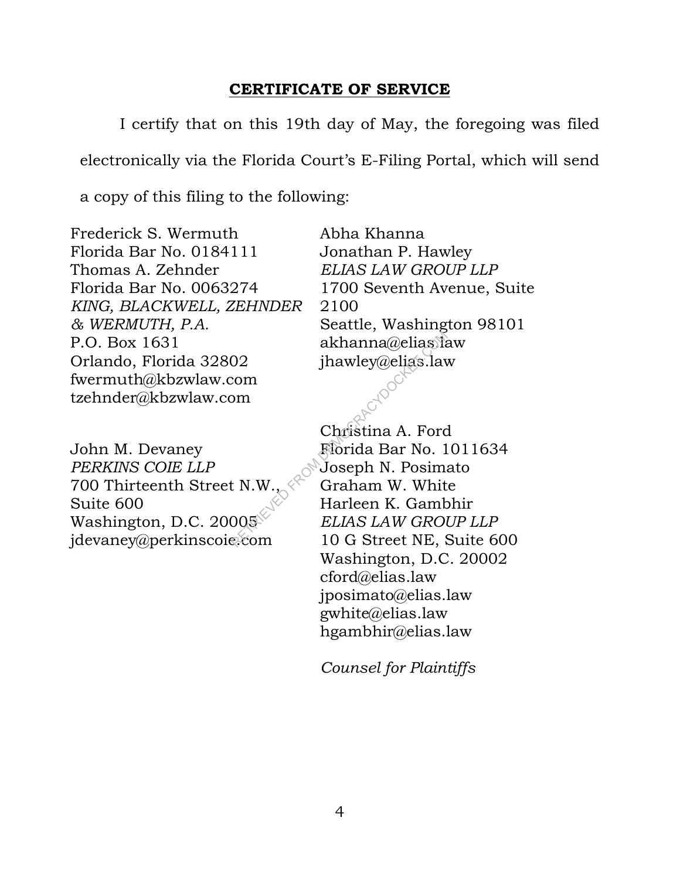## CERTIFICATE OF SERVICE

I certify that on this 19th day of May, the foregoing was filed electronically via the Florida Court's E-Filing Portal, which will send a copy of this filing to the following:

Frederick S. Wermuth
Florida Bar No. 0184111
Thomas A. Zehnder
Florida Bar No. 0063274
*KING, BLACKWELL, ZEHNDER & WERMUTH, P.A.*
P.O. Box 1631
Orlando, Florida 32802
fwermuth@kbzwlaw.com
tzehnder@kbzwlaw.com

John M. Devaney
*PERKINS COIE LLP*
700 Thirteenth Street N.W., Suite 600
Washington, D.C. 20005
jdevaney@perkinscoie.com

Abha Khanna
Jonathan P. Hawley
*ELIAS LAW GROUP LLP*
1700 Seventh Avenue, Suite 2100
Seattle, Washington 98101
akhanna@elias.law
jhawley@elias.law

Christina A. Ford
Florida Bar No. 1011634
Joseph N. Posimato
Graham W. White
Harleen K. Gambhir
*ELIAS LAW GROUP LLP*
10 G Street NE, Suite 600
Washington, D.C. 20002
cford@elias.law
jposimato@elias.law
gwhite@elias.law
hgambhir@elias.law

*Counsel for Plaintiffs*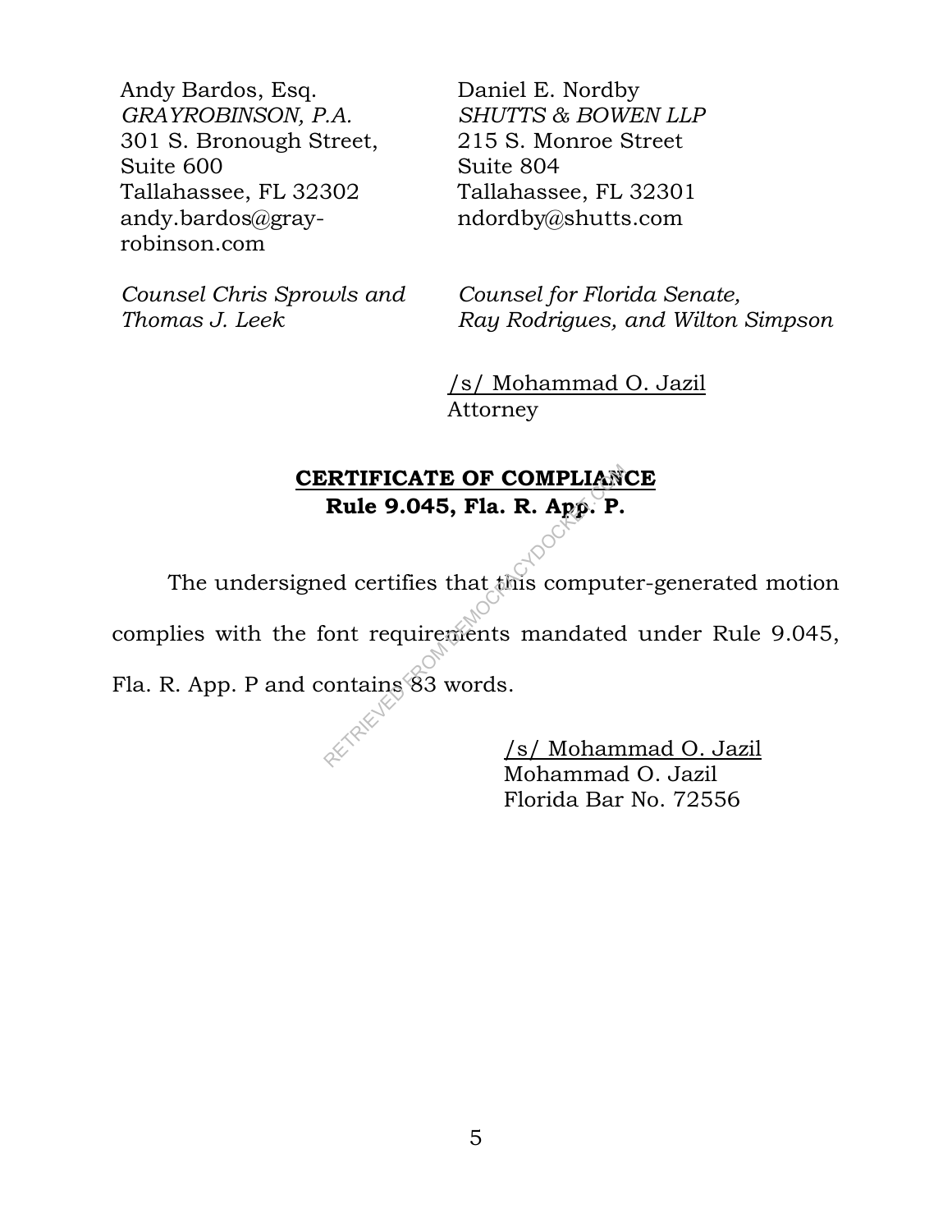Andy Bardos, Esq.
*GRAYROBINSON, P.A.*
301 S. Bronough Street,
Suite 600
Tallahassee, FL 32302
andy.bardos@gray-robinson.com

*Counsel Chris Sprowls and Thomas J. Leek*

Daniel E. Nordby
*SHUTTS & BOWEN LLP*
215 S. Monroe Street
Suite 804
Tallahassee, FL 32301
ndordby@shutts.com

*Counsel for Florida Senate, Ray Rodrigues, and Wilton Simpson*

/s/ Mohammad O. Jazil
Attorney

**CERTIFICATE OF COMPLIANCE**
**Rule 9.045, Fla. R. App. P.**

The undersigned certifies that this computer-generated motion complies with the font requirements mandated under Rule 9.045, Fla. R. App. P and contains 83 words.

/s/ Mohammad O. Jazil
Mohammad O. Jazil
Florida Bar No. 72556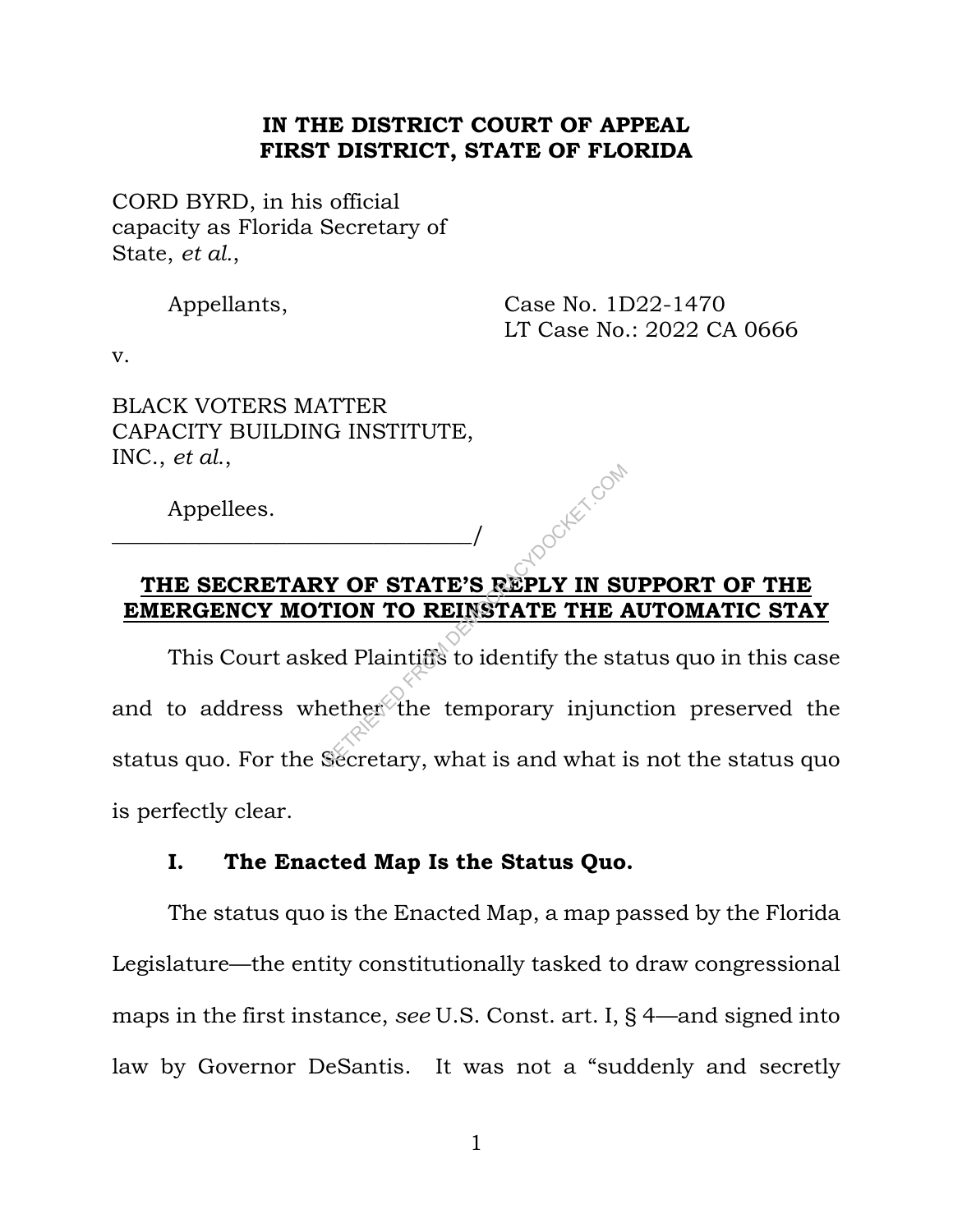**IN THE DISTRICT COURT OF APPEAL**
**FIRST DISTRICT, STATE OF FLORIDA**

CORD BYRD, in his official capacity as Florida Secretary of State, *et al.*,

Appellants,

Case No. 1D22-1470
LT Case No.: 2022 CA 0666

v.

BLACK VOTERS MATTER CAPACITY BUILDING INSTITUTE, INC., *et al.*,

Appellees.
_______________________________/

**THE SECRETARY OF STATE'S REPLY IN SUPPORT OF THE EMERGENCY MOTION TO REINSTATE THE AUTOMATIC STAY**

This Court asked Plaintiffs to identify the status quo in this case and to address whether the temporary injunction preserved the status quo. For the Secretary, what is and what is not the status quo is perfectly clear.

## I. The Enacted Map Is the Status Quo.

The status quo is the Enacted Map, a map passed by the Florida Legislature—the entity constitutionally tasked to draw congressional maps in the first instance, *see* U.S. Const. art. I, § 4—and signed into law by Governor DeSantis. It was not a "suddenly and secretly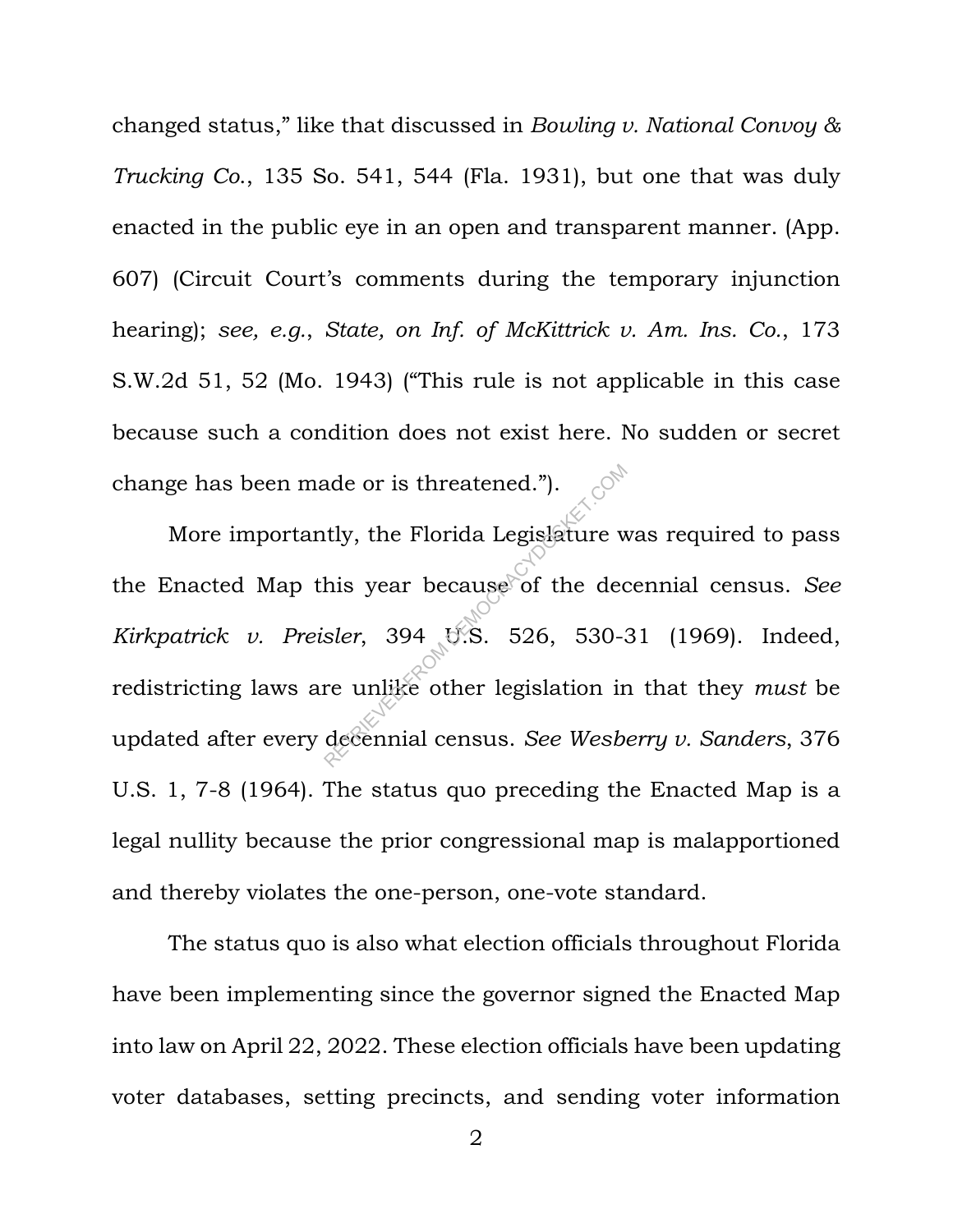changed status," like that discussed in *Bowling v. National Convoy & Trucking Co.*, 135 So. 541, 544 (Fla. 1931), but one that was duly enacted in the public eye in an open and transparent manner. (App. 607) (Circuit Court's comments during the temporary injunction hearing); *see, e.g.*, *State, on Inf. of McKittrick v. Am. Ins. Co.*, 173 S.W.2d 51, 52 (Mo. 1943) ("This rule is not applicable in this case because such a condition does not exist here. No sudden or secret change has been made or is threatened.").

More importantly, the Florida Legislature was required to pass the Enacted Map this year because of the decennial census. *See Kirkpatrick v. Preisler*, 394 U.S. 526, 530-31 (1969). Indeed, redistricting laws are unlike other legislation in that they *must* be updated after every decennial census. *See Wesberry v. Sanders*, 376 U.S. 1, 7-8 (1964). The status quo preceding the Enacted Map is a legal nullity because the prior congressional map is malapportioned and thereby violates the one-person, one-vote standard.

The status quo is also what election officials throughout Florida have been implementing since the governor signed the Enacted Map into law on April 22, 2022. These election officials have been updating voter databases, setting precincts, and sending voter information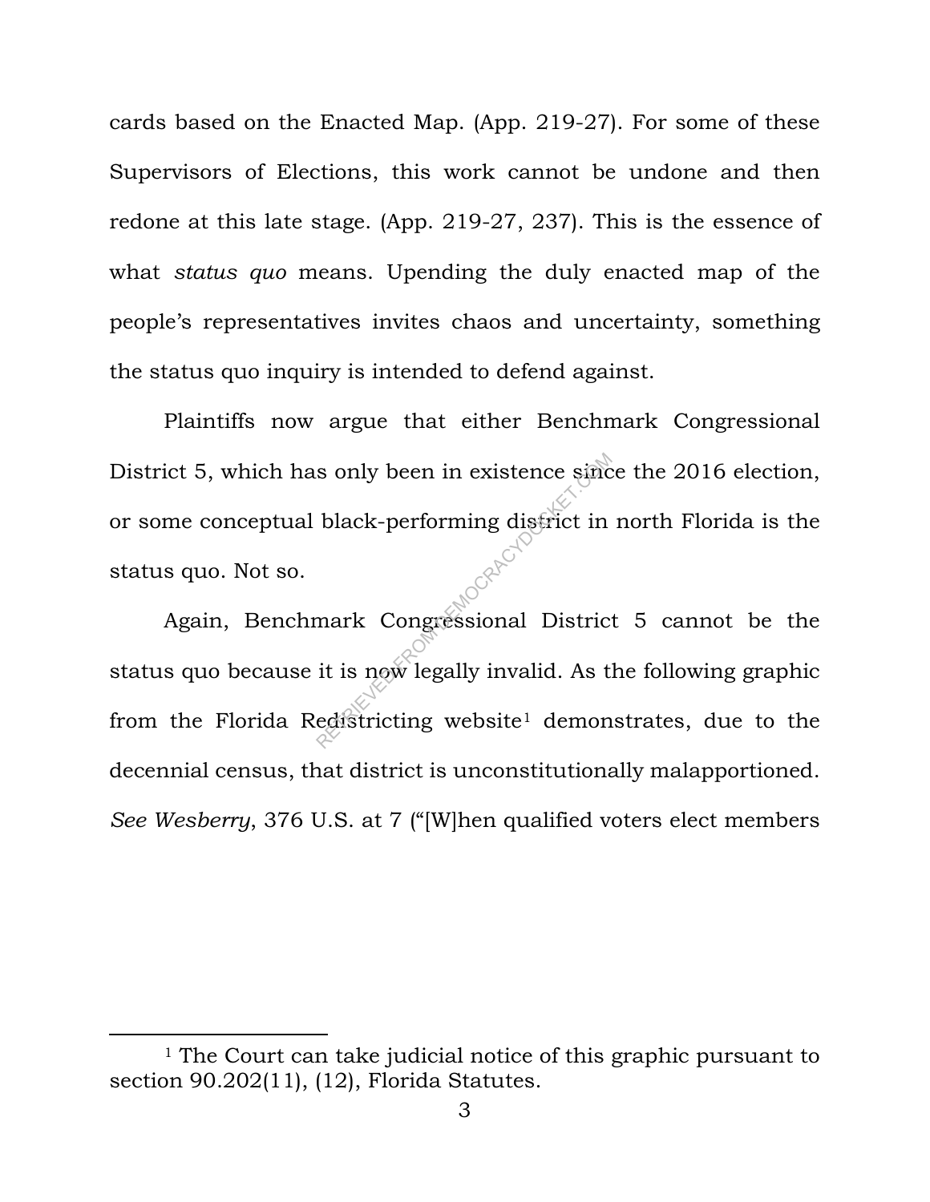cards based on the Enacted Map. (App. 219-27). For some of these Supervisors of Elections, this work cannot be undone and then redone at this late stage. (App. 219-27, 237). This is the essence of what *status quo* means. Upending the duly enacted map of the people's representatives invites chaos and uncertainty, something the status quo inquiry is intended to defend against.

Plaintiffs now argue that either Benchmark Congressional District 5, which has only been in existence since the 2016 election, or some conceptual black-performing district in north Florida is the status quo. Not so.

Again, Benchmark Congressional District 5 cannot be the status quo because it is now legally invalid. As the following graphic from the Florida Redistricting website[1] demonstrates, due to the decennial census, that district is unconstitutionally malapportioned. *See Wesberry*, 376 U.S. at 7 ("[W]hen qualified voters elect members

---

[1] The Court can take judicial notice of this graphic pursuant to section 90.202(11), (12), Florida Statutes.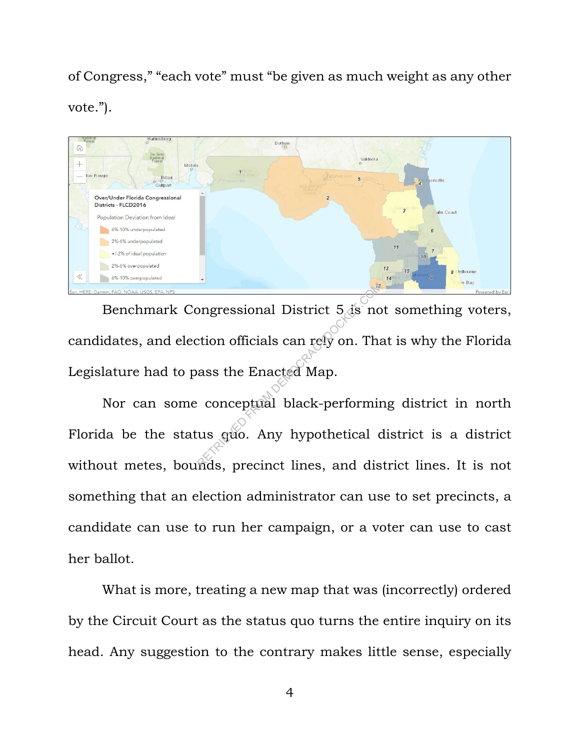of Congress," "each vote" must "be given as much weight as any other vote.").

Benchmark Congressional District 5 is not something voters, candidates, and election officials can rely on. That is why the Florida Legislature had to pass the Enacted Map.

Nor can some conceptual black-performing district in north Florida be the status quo. Any hypothetical district is a district without metes, bounds, precinct lines, and district lines. It is not something that an election administrator can use to set precincts, a candidate can use to run her campaign, or a voter can use to cast her ballot.

What is more, treating a new map that was (incorrectly) ordered by the Circuit Court as the status quo turns the entire inquiry on its head. Any suggestion to the contrary makes little sense, especially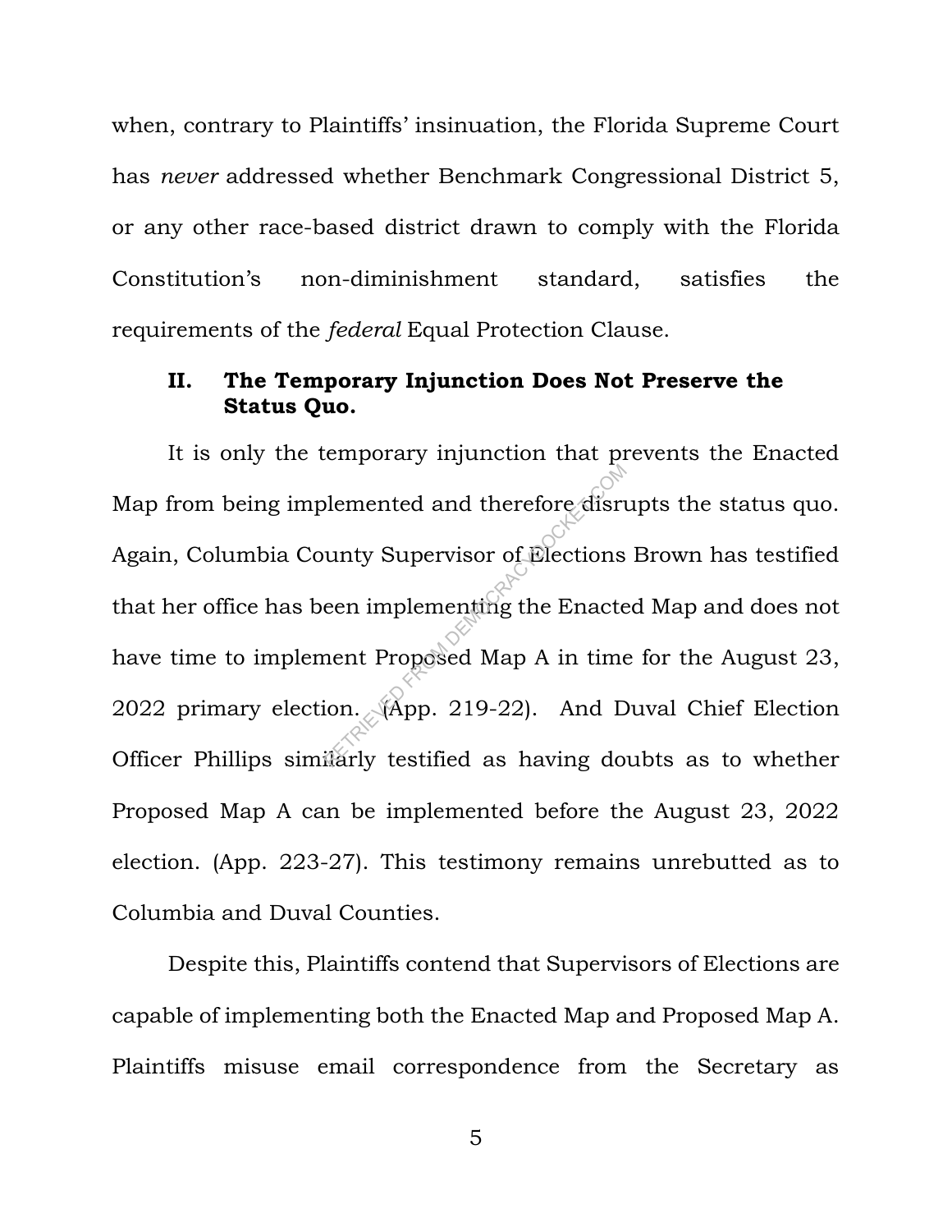when, contrary to Plaintiffs' insinuation, the Florida Supreme Court has *never* addressed whether Benchmark Congressional District 5, or any other race-based district drawn to comply with the Florida Constitution's non-diminishment standard, satisfies the requirements of the *federal* Equal Protection Clause.

## II. The Temporary Injunction Does Not Preserve the Status Quo.

It is only the temporary injunction that prevents the Enacted Map from being implemented and therefore disrupts the status quo. Again, Columbia County Supervisor of Elections Brown has testified that her office has been implementing the Enacted Map and does not have time to implement Proposed Map A in time for the August 23, 2022 primary election. (App. 219-22). And Duval Chief Election Officer Phillips similarly testified as having doubts as to whether Proposed Map A can be implemented before the August 23, 2022 election. (App. 223-27). This testimony remains unrebutted as to Columbia and Duval Counties.

Despite this, Plaintiffs contend that Supervisors of Elections are capable of implementing both the Enacted Map and Proposed Map A. Plaintiffs misuse email correspondence from the Secretary as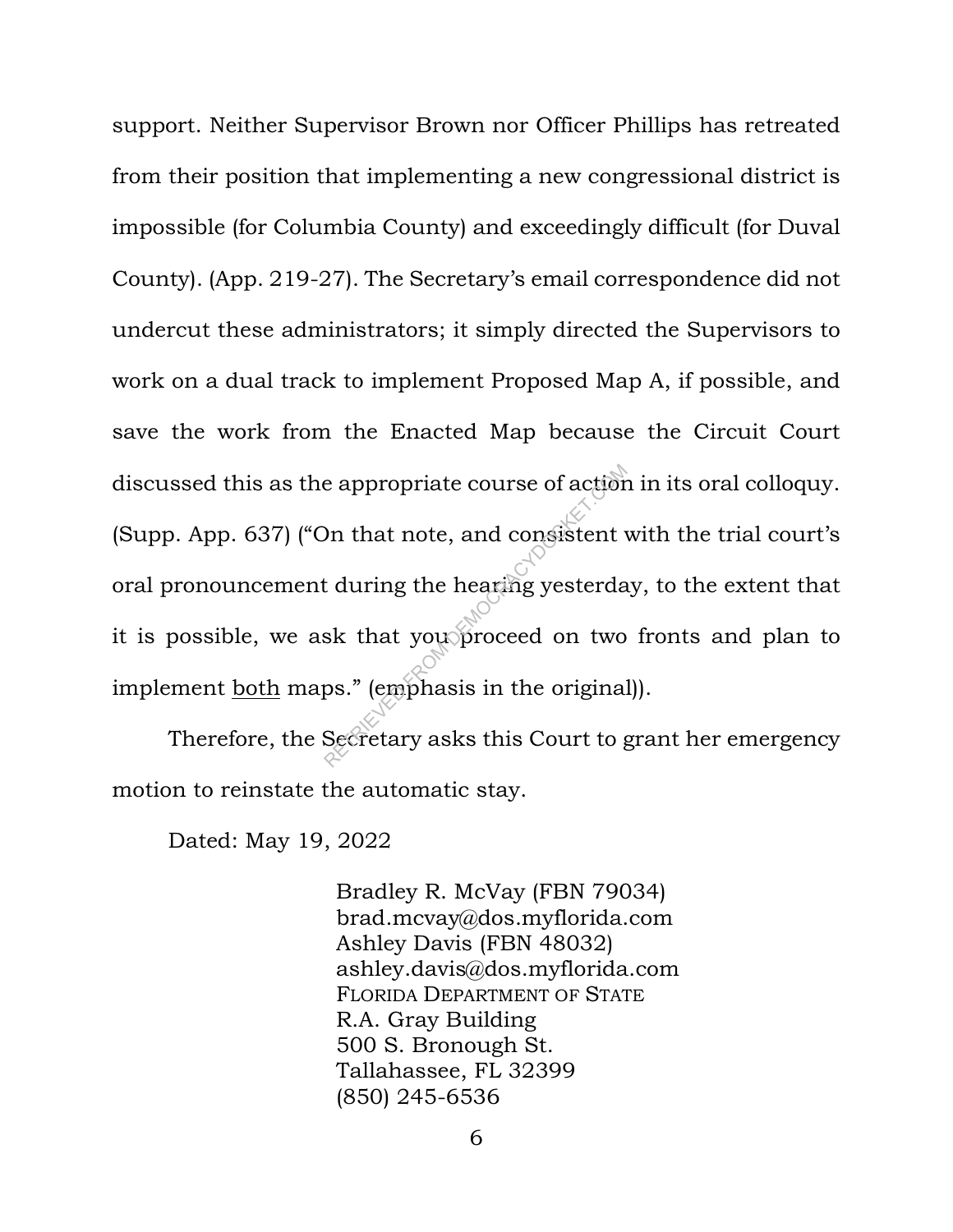support. Neither Supervisor Brown nor Officer Phillips has retreated from their position that implementing a new congressional district is impossible (for Columbia County) and exceedingly difficult (for Duval County). (App. 219-27). The Secretary's email correspondence did not undercut these administrators; it simply directed the Supervisors to work on a dual track to implement Proposed Map A, if possible, and save the work from the Enacted Map because the Circuit Court discussed this as the appropriate course of action in its oral colloquy. (Supp. App. 637) ("On that note, and consistent with the trial court's oral pronouncement during the hearing yesterday, to the extent that it is possible, we ask that you proceed on two fronts and plan to implement <u>both</u> maps." (emphasis in the original)).

Therefore, the Secretary asks this Court to grant her emergency motion to reinstate the automatic stay.

Dated: May 19, 2022

Bradley R. McVay (FBN 79034)
brad.mcvay@dos.myflorida.com
Ashley Davis (FBN 48032)
ashley.davis@dos.myflorida.com
FLORIDA DEPARTMENT OF STATE
R.A. Gray Building
500 S. Bronough St.
Tallahassee, FL 32399
(850) 245-6536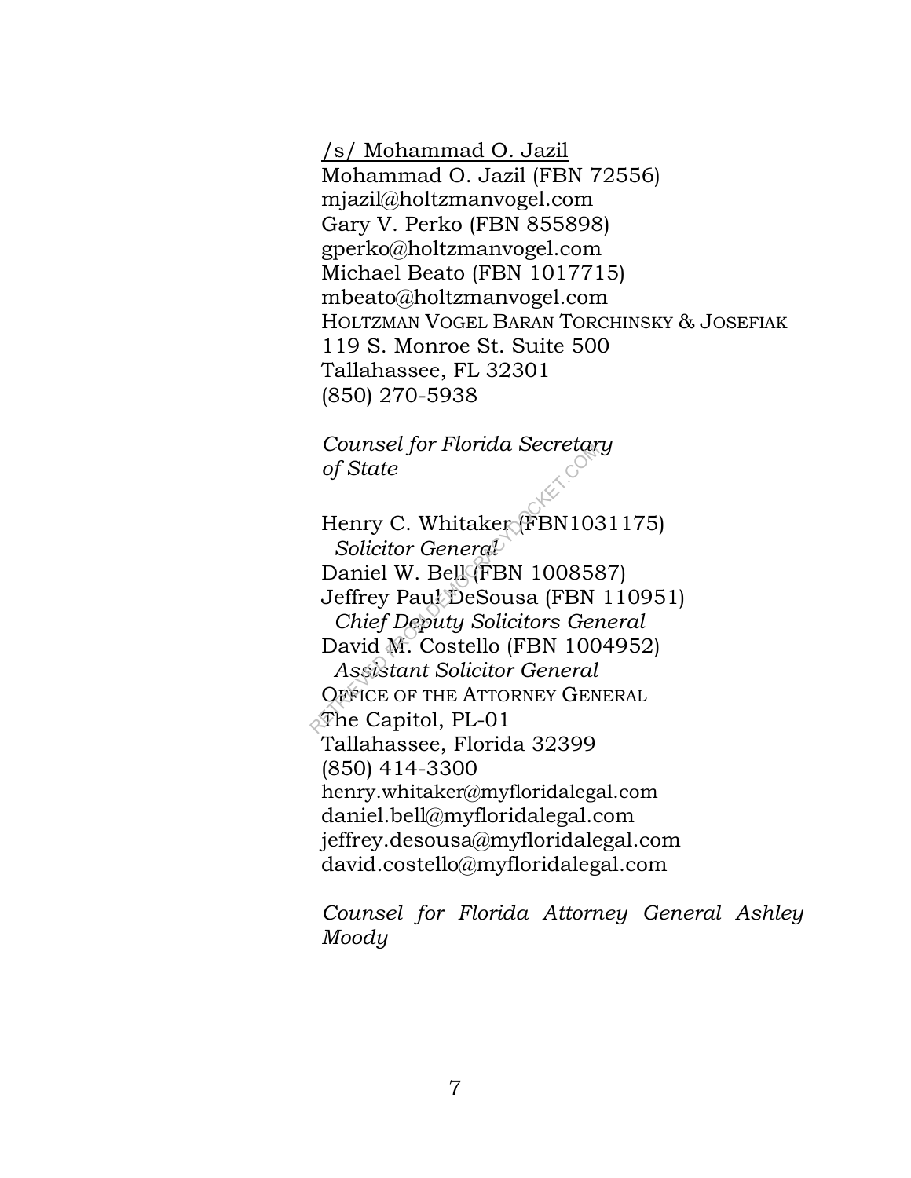/s/ Mohammad O. Jazil
Mohammad O. Jazil (FBN 72556)
mjazil@holtzmanvogel.com
Gary V. Perko (FBN 855898)
gperko@holtzmanvogel.com
Michael Beato (FBN 1017715)
mbeato@holtzmanvogel.com
HOLTZMAN VOGEL BARAN TORCHINSKY & JOSEFIAK
119 S. Monroe St. Suite 500
Tallahassee, FL 32301
(850) 270-5938

*Counsel for Florida Secretary of State*

Henry C. Whitaker (FBN1031175)
*Solicitor General*
Daniel W. Bell (FBN 1008587)
Jeffrey Paul DeSousa (FBN 110951)
*Chief Deputy Solicitors General*
David M. Costello (FBN 1004952)
*Assistant Solicitor General*
OFFICE OF THE ATTORNEY GENERAL
The Capitol, PL-01
Tallahassee, Florida 32399
(850) 414-3300
henry.whitaker@myfloridalegal.com
daniel.bell@myfloridalegal.com
jeffrey.desousa@myfloridalegal.com
david.costello@myfloridalegal.com

*Counsel for Florida Attorney General Ashley Moody*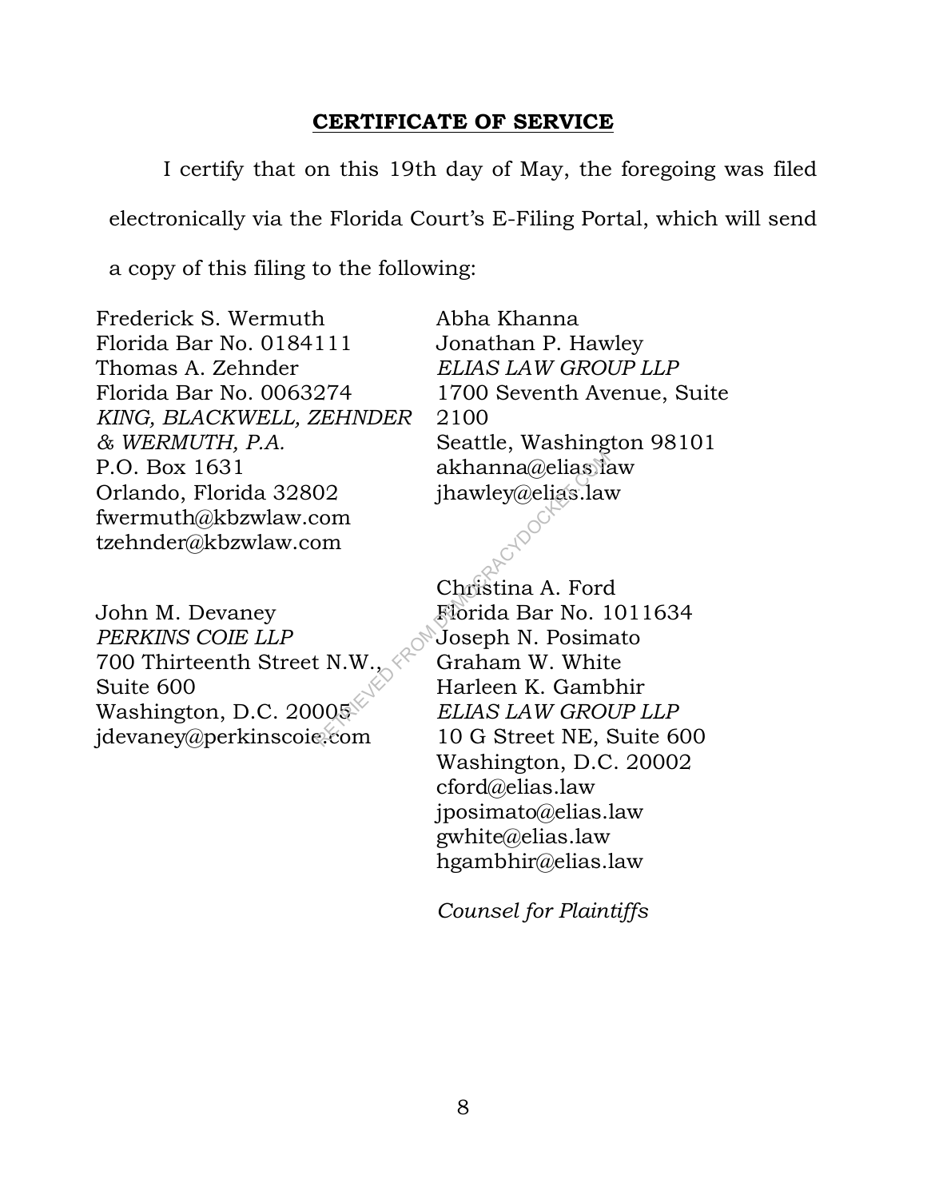## CERTIFICATE OF SERVICE

I certify that on this 19th day of May, the foregoing was filed electronically via the Florida Court's E-Filing Portal, which will send a copy of this filing to the following:

Frederick S. Wermuth
Florida Bar No. 0184111
Thomas A. Zehnder
Florida Bar No. 0063274
*KING, BLACKWELL, ZEHNDER & WERMUTH, P.A.*
P.O. Box 1631
Orlando, Florida 32802
fwermuth@kbzwlaw.com
tzehnder@kbzwlaw.com

John M. Devaney
*PERKINS COIE LLP*
700 Thirteenth Street N.W., Suite 600
Washington, D.C. 20005
jdevaney@perkinscoie.com

Abha Khanna
Jonathan P. Hawley
*ELIAS LAW GROUP LLP*
1700 Seventh Avenue, Suite 2100
Seattle, Washington 98101
akhanna@elias.law
jhawley@elias.law

Christina A. Ford
Florida Bar No. 1011634
Joseph N. Posimato
Graham W. White
Harleen K. Gambhir
*ELIAS LAW GROUP LLP*
10 G Street NE, Suite 600
Washington, D.C. 20002
cford@elias.law
jposimato@elias.law
gwhite@elias.law
hgambhir@elias.law

*Counsel for Plaintiffs*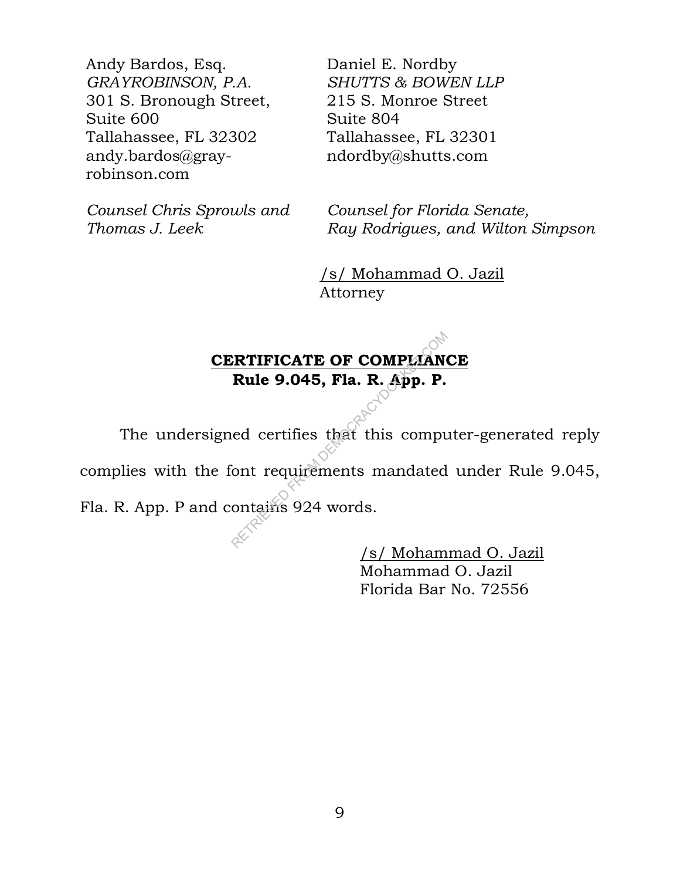Andy Bardos, Esq.
*GRAYROBINSON, P.A.*
301 S. Bronough Street,
Suite 600
Tallahassee, FL 32302
andy.bardos@gray-robinson.com

*Counsel Chris Sprowls and Thomas J. Leek*

Daniel E. Nordby
*SHUTTS & BOWEN LLP*
215 S. Monroe Street
Suite 804
Tallahassee, FL 32301
ndordby@shutts.com

*Counsel for Florida Senate, Ray Rodrigues, and Wilton Simpson*

/s/ Mohammad O. Jazil
Attorney

## CERTIFICATE OF COMPLIANCE
**Rule 9.045, Fla. R. App. P.**

The undersigned certifies that this computer-generated reply complies with the font requirements mandated under Rule 9.045, Fla. R. App. P and contains 924 words.

/s/ Mohammad O. Jazil
Mohammad O. Jazil
Florida Bar No. 72556